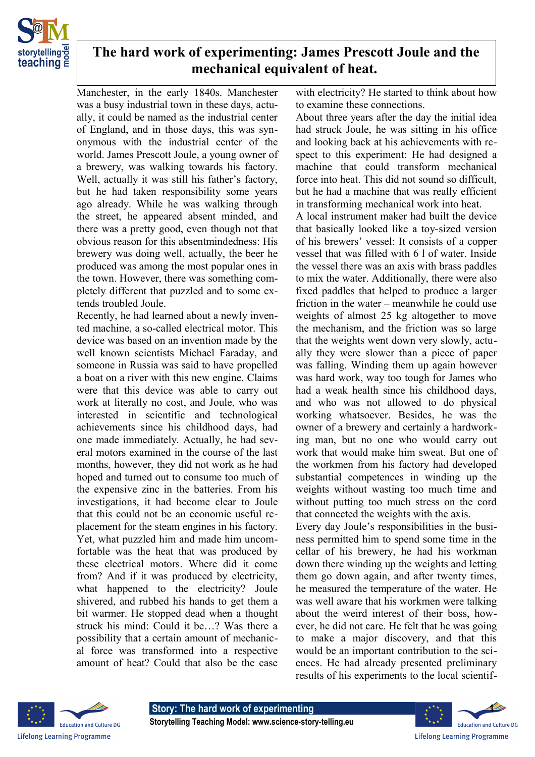# The hard work of experimenting: James Prescott Joule and the mechanical equivalent of heat.

Manchester, in the early 1840s. Manchester was a busy industrial town in these days, actually, it could be named as the industrial center of England, and in those days, this was synonymous with the industrial center of the world. James Prescott Joule, a young owner of a brewery, was walking towards his factory. Well, actually it was still his father's factory, but he had taken responsibility some years ago already. While he was walking through the street, he appeared absent minded, and there was a pretty good, even though not that obvious reason for this absentmindedness: His brewery was doing well, actually, the beer he produced was among the most popular ones in the town. However, there was something completely different that puzzled and to some extends troubled Joule.

Recently, he had learned about a newly invented machine, a so-called electrical motor. This device was based on an invention made by the well known scientists Michael Faraday, and someone in Russia was said to have propelled a boat on a river with this new engine. Claims were that this device was able to carry out work at literally no cost, and Joule, who was interested in scientific and technological achievements since his childhood days, had one made immediately. Actually, he had several motors examined in the course of the last months, however, they did not work as he had hoped and turned out to consume too much of the expensive zinc in the batteries. From his investigations, it had become clear to Joule that this could not be an economic useful replacement for the steam engines in his factory. Yet, what puzzled him and made him uncomfortable was the heat that was produced by these electrical motors. Where did it come from? And if it was produced by electricity, what happened to the electricity? Joule shivered, and rubbed his hands to get them a bit warmer. He stopped dead when a thought struck his mind: Could it be…? Was there a possibility that a certain amount of mechanical force was transformed into a respective amount of heat? Could that also be the case with electricity? He started to think about how to examine these connections.

About three years after the day the initial idea had struck Joule, he was sitting in his office and looking back at his achievements with respect to this experiment: He had designed a machine that could transform mechanical force into heat. This did not sound so difficult, but he had a machine that was really efficient in transforming mechanical work into heat.

A local instrument maker had built the device that basically looked like a toy-sized version of his brewers' vessel: It consists of a copper vessel that was filled with 6 l of water. Inside the vessel there was an axis with brass paddles to mix the water. Additionally, there were also fixed paddles that helped to produce a larger friction in the water – meanwhile he could use weights of almost 25 kg altogether to move the mechanism, and the friction was so large that the weights went down very slowly, actually they were slower than a piece of paper was falling. Winding them up again however was hard work, way too tough for James who had a weak health since his childhood days, and who was not allowed to do physical working whatsoever. Besides, he was the owner of a brewery and certainly a hardworking man, but no one who would carry out work that would make him sweat. But one of the workmen from his factory had developed substantial competences in winding up the weights without wasting too much time and without putting too much stress on the cord that connected the weights with the axis.

Every day Joule's responsibilities in the business permitted him to spend some time in the cellar of his brewery, he had his workman down there winding up the weights and letting them go down again, and after twenty times, he measured the temperature of the water. He was well aware that his workmen were talking about the weird interest of their boss, however, he did not care. He felt that he was going to make a major discovery, and that this would be an important contribution to the sciences. He had already presented preliminary results of his experiments to the local scientif-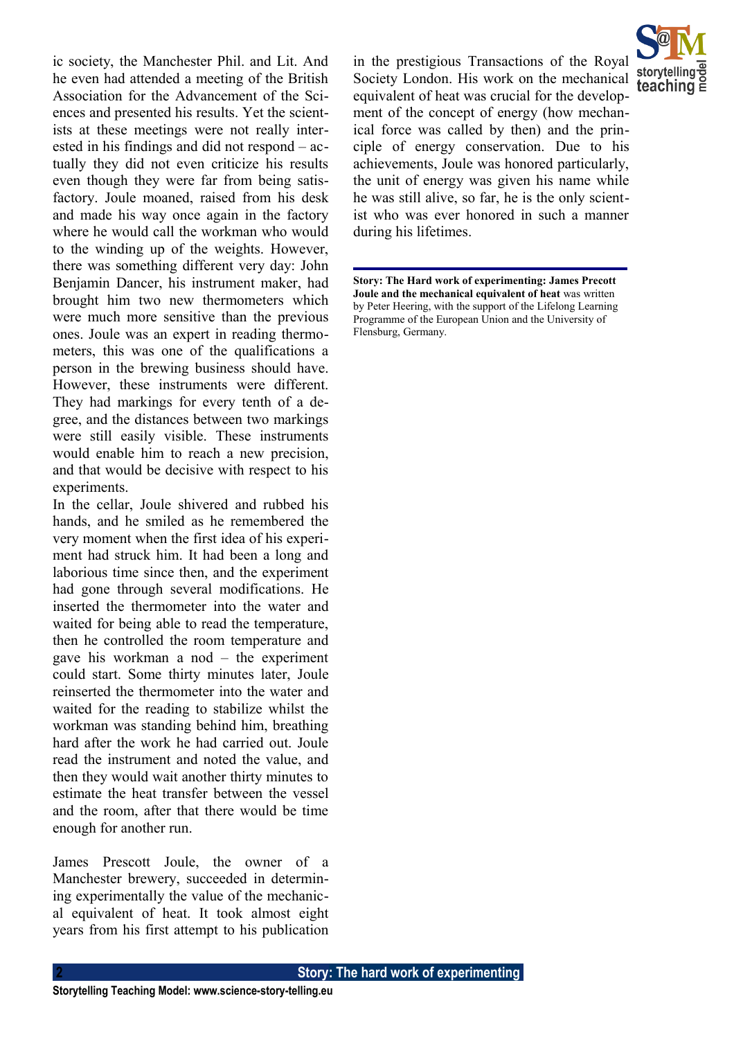ic society, the Manchester Phil. and Lit. And he even had attended a meeting of the British Association for the Advancement of the Sciences and presented his results. Yet the scientists at these meetings were not really interested in his findings and did not respond – actually they did not even criticize his results even though they were far from being satisfactory. Joule moaned, raised from his desk and made his way once again in the factory where he would call the workman who would to the winding up of the weights. However, there was something different very day: John Benjamin Dancer, his instrument maker, had brought him two new thermometers which were much more sensitive than the previous ones. Joule was an expert in reading thermometers, this was one of the qualifications a person in the brewing business should have. However, these instruments were different. They had markings for every tenth of a degree, and the distances between two markings were still easily visible. These instruments would enable him to reach a new precision, and that would be decisive with respect to his experiments.

In the cellar, Joule shivered and rubbed his hands, and he smiled as he remembered the very moment when the first idea of his experiment had struck him. It had been a long and laborious time since then, and the experiment had gone through several modifications. He inserted the thermometer into the water and waited for being able to read the temperature, then he controlled the room temperature and gave his workman a nod – the experiment could start. Some thirty minutes later, Joule reinserted the thermometer into the water and waited for the reading to stabilize whilst the workman was standing behind him, breathing hard after the work he had carried out. Joule read the instrument and noted the value, and then they would wait another thirty minutes to estimate the heat transfer between the vessel and the room, after that there would be time enough for another run.

James Prescott Joule, the owner of a Manchester brewery, succeeded in determining experimentally the value of the mechanical equivalent of heat. It took almost eight years from his first attempt to his publication in the prestigious Transactions of the Royal Society London. His work on the mechanical equivalent of heat was crucial for the development of the concept of energy (how mechanical force was called by then) and the principle of energy conservation. Due to his achievements, Joule was honored particularly, the unit of energy was given his name while he was still alive, so far, he is the only scientist who was ever honored in such a manner during his lifetimes.

---

**Story: The Hard work of experimenting: James Precott Joule and the mechanical equivalent of heat** was written by Peter Heering, with the support of the Lifelong Learning Programme of the European Union and the University of Flensburg, Germany.